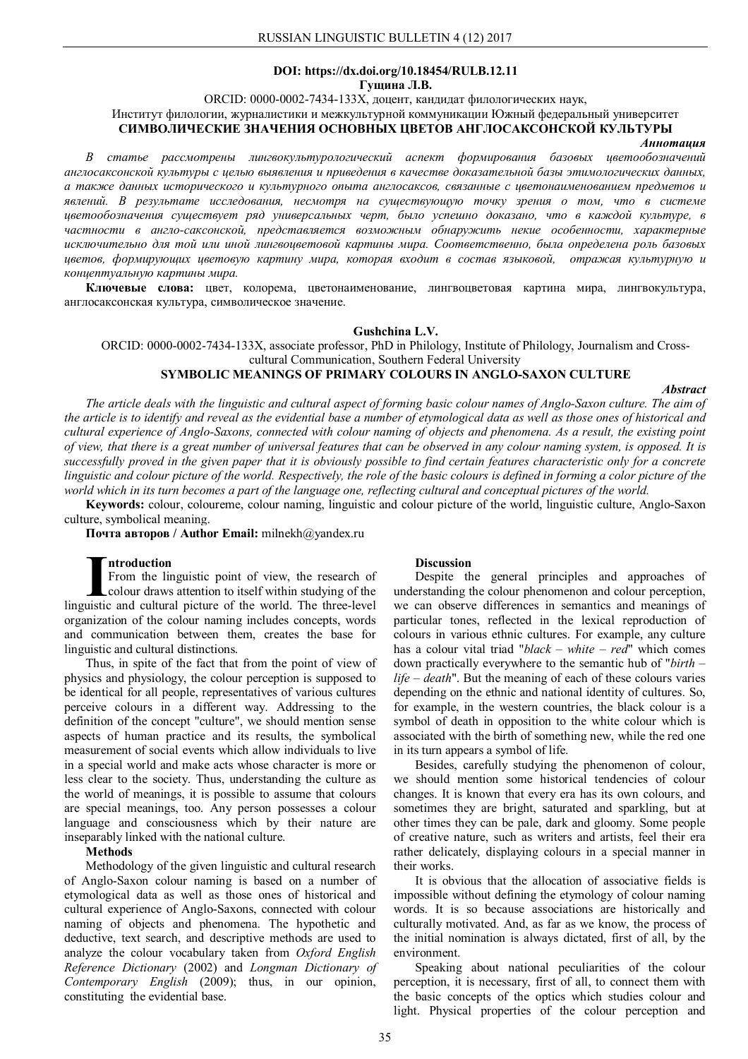**DOI: https://dx.doi.org/10.18454/RULB.12.11**

**Гущина Л.В.**

ORCID: 0000-0002-7434-133X, доцент, кандидат филологических наук,

Институт филологии, журналистики и межкультурной коммуникации Южный федеральный университет

## СИМВОЛИЧЕСКИЕ ЗНАЧЕНИЯ ОСНОВНЫХ ЦВЕТОВ АНГЛОСАКСОНСКОЙ КУЛЬТУРЫ

***Аннотация***

*В статье рассмотрены лингвокультурологический аспект формирования базовых цветообозначений англосаксонской культуры с целью выявления и приведения в качестве доказательной базы этимологических данных, а также данных исторического и культурного опыта англосаксов, связанные с цветонаименованием предметов и явлений. В результате исследования, несмотря на существующую точку зрения о том, что в системе цветообозначения существует ряд универсальных черт, было успешно доказано, что в каждой культуре, в частности в англо-саксонской, представляется возможным обнаружить некие особенности, характерные исключительно для той или иной лингвоцветовой картины мира. Соответственно, была определена роль базовых цветов, формирующих цветовую картину мира, которая входит в состав языковой, отражая культурную и концептуальную картины мира.*

**Ключевые слова:** цвет, колорема, цветонаименование, лингвоцветовая картина мира, лингвокультура, англосаксонская культура, символическое значение.

**Gushchina L.V.**

ORCID: 0000-0002-7434-133X, associate professor, PhD in Philology, Institute of Philology, Journalism and Cross-cultural Communication, Southern Federal University

## SYMBOLIC MEANINGS OF PRIMARY COLOURS IN ANGLO-SAXON CULTURE

***Abstract***

*The article deals with the linguistic and cultural aspect of forming basic colour names of Anglo-Saxon culture. The aim of the article is to identify and reveal as the evidential base a number of etymological data as well as those ones of historical and cultural experience of Anglo-Saxons, connected with colour naming of objects and phenomena. As a result, the existing point of view, that there is a great number of universal features that can be observed in any colour naming system, is opposed. It is successfully proved in the given paper that it is obviously possible to find certain features characteristic only for a concrete linguistic and colour picture of the world. Respectively, the role of the basic colours is defined in forming a color picture of the world which in its turn becomes a part of the language one, reflecting cultural and conceptual pictures of the world.*

**Keywords:** colour, coloureme, colour naming, linguistic and colour picture of the world, linguistic culture, Anglo-Saxon culture, symbolical meaning.

**Почта авторов / Author Email:** milnekh@yandex.ru

### Introduction

From the linguistic point of view, the research of colour draws attention to itself within studying of the linguistic and cultural picture of the world. The three-level organization of the colour naming includes concepts, words and communication between them, creates the base for linguistic and cultural distinctions.

Thus, in spite of the fact that from the point of view of physics and physiology, the colour perception is supposed to be identical for all people, representatives of various cultures perceive colours in a different way. Addressing to the definition of the concept "culture", we should mention sense aspects of human practice and its results, the symbolical measurement of social events which allow individuals to live in a special world and make acts whose character is more or less clear to the society. Thus, understanding the culture as the world of meanings, it is possible to assume that colours are special meanings, too. Any person possesses a colour language and consciousness which by their nature are inseparably linked with the national culture.

### Methods

Methodology of the given linguistic and cultural research of Anglo-Saxon colour naming is based on a number of etymological data as well as those ones of historical and cultural experience of Anglo-Saxons, connected with colour naming of objects and phenomena. The hypothetic and deductive, text search, and descriptive methods are used to analyze the colour vocabulary taken from *Oxford English Reference Dictionary* (2002) and *Longman Dictionary of Contemporary English* (2009); thus, in our opinion, constituting the evidential base.

### Discussion

Despite the general principles and approaches of understanding the colour phenomenon and colour perception, we can observe differences in semantics and meanings of particular tones, reflected in the lexical reproduction of colours in various ethnic cultures. For example, any culture has a colour vital triad "*black – white – red*" which comes down practically everywhere to the semantic hub of "*birth – life – death*". But the meaning of each of these colours varies depending on the ethnic and national identity of cultures. So, for example, in the western countries, the black colour is a symbol of death in opposition to the white colour which is associated with the birth of something new, while the red one in its turn appears a symbol of life.

Besides, carefully studying the phenomenon of colour, we should mention some historical tendencies of colour changes. It is known that every era has its own colours, and sometimes they are bright, saturated and sparkling, but at other times they can be pale, dark and gloomy. Some people of creative nature, such as writers and artists, feel their era rather delicately, displaying colours in a special manner in their works.

It is obvious that the allocation of associative fields is impossible without defining the etymology of colour naming words. It is so because associations are historically and culturally motivated. And, as far as we know, the process of the initial nomination is always dictated, first of all, by the environment.

Speaking about national peculiarities of the colour perception, it is necessary, first of all, to connect them with the basic concepts of the optics which studies colour and light. Physical properties of the colour perception and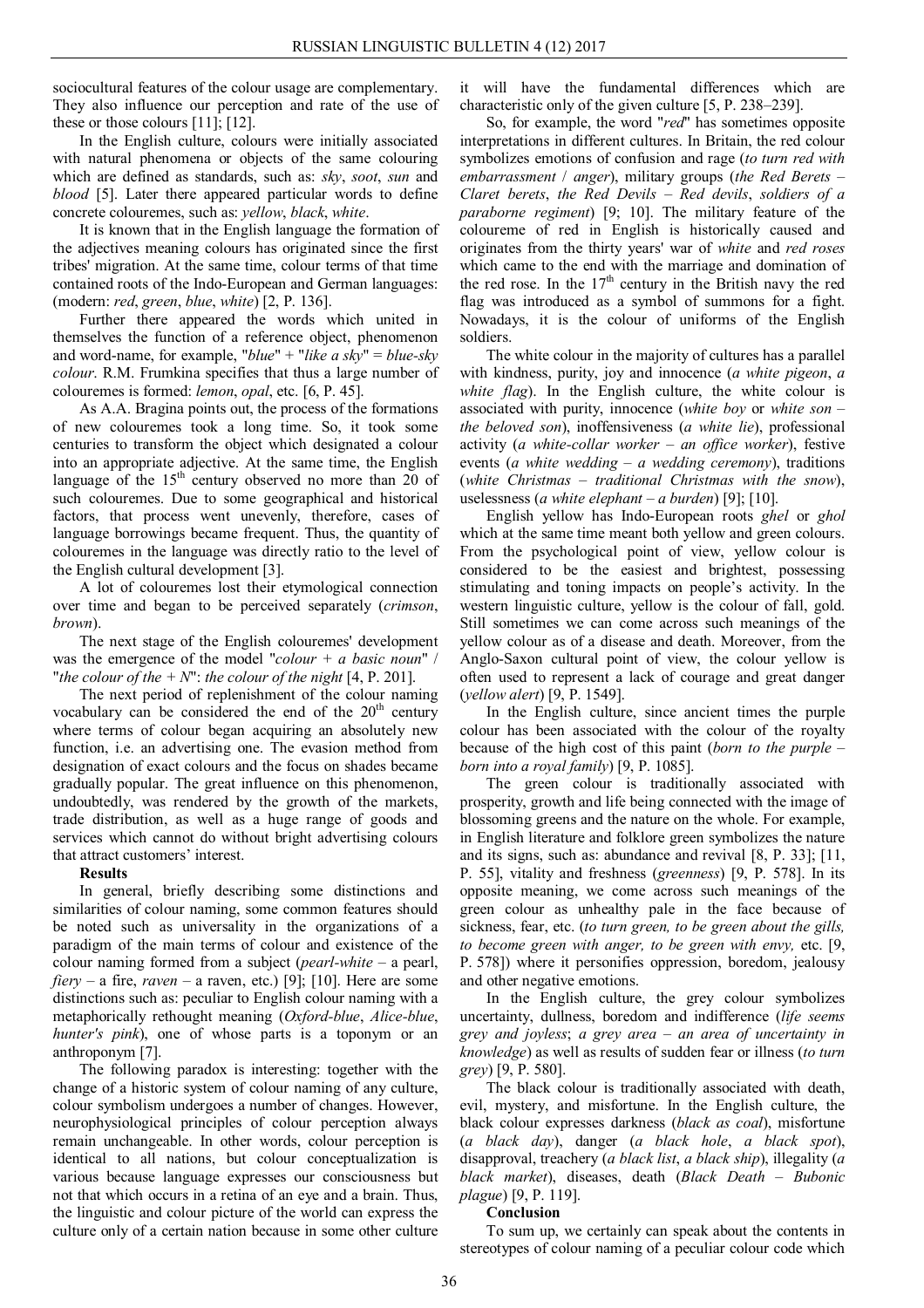sociocultural features of the colour usage are complementary. They also influence our perception and rate of the use of these or those colours [11]; [12].

In the English culture, colours were initially associated with natural phenomena or objects of the same colouring which are defined as standards, such as: *sky*, *soot*, *sun* and *blood* [5]. Later there appeared particular words to define concrete colouremes, such as: *yellow*, *black*, *white*.

It is known that in the English language the formation of the adjectives meaning colours has originated since the first tribes' migration. At the same time, colour terms of that time contained roots of the Indo-European and German languages: (modern: *red*, *green*, *blue*, *white*) [2, P. 136].

Further there appeared the words which united in themselves the function of a reference object, phenomenon and word-name, for example, "*blue*" + "*like a sky*" = *blue-sky colour*. R.M. Frumkina specifies that thus a large number of colouremes is formed: *lemon*, *opal*, etc. [6, P. 45].

As A.A. Bragina points out, the process of the formations of new colourемes took a long time. So, it took some centuries to transform the object which designated a colour into an appropriate adjective. At the same time, the English language of the 15[th] century observed no more than 20 of such colourемes. Due to some geographical and historical factors, that process went unevenly, therefore, cases of language borrowings became frequent. Thus, the quantity of colourемes in the language was directly ratio to the level of the English cultural development [3].

A lot of colourемes lost their etymological connection over time and began to be perceived separately (*crimson*, *brown*).

The next stage of the English colourемes' development was the emergence of the model "*colour + a basic noun*" / "*the colour of the + N*": *the colour of the night* [4, P. 201].

The next period of replenishment of the colour naming vocabulary can be considered the end of the 20[th] century where terms of colour began acquiring an absolutely new function, i.e. an advertising one. The evasion method from designation of exact colours and the focus on shades became gradually popular. The great influence on this phenomenon, undoubtedly, was rendered by the growth of the markets, trade distribution, as well as a huge range of goods and services which cannot do without bright advertising colours that attract customers' interest.

**Results**

In general, briefly describing some distinctions and similarities of colour naming, some common features should be noted such as universality in the organizations of a paradigm of the main terms of colour and existence of the colour naming formed from a subject (*pearl-white* – a pearl, *fiery* – a fire, *raven* – a raven, etc.) [9]; [10]. Here are some distinctions such as: peculiar to English colour naming with a metaphorically rethought meaning (*Oxford-blue*, *Alice-blue*, *hunter's pink*), one of whose parts is a toponym or an anthroponym [7].

The following paradox is interesting: together with the change of a historic system of colour naming of any culture, colour symbolism undergoes a number of changes. However, neurophysiological principles of colour perception always remain unchangeable. In other words, colour perception is identical to all nations, but colour conceptualization is various because language expresses our consciousness but not that which occurs in a retina of an eye and a brain. Thus, the linguistic and colour picture of the world can express the culture only of a certain nation because in some other culture it will have the fundamental differences which are characteristic only of the given culture [5, P. 238–239].

So, for example, the word "*red*" has sometimes opposite interpretations in different cultures. In Britain, the red colour symbolizes emotions of confusion and rage (*to turn red with embarrassment* / *anger*), military groups (*the Red Berets* – *Claret berets*, *the Red Devils* – *Red devils*, *soldiers of a paraborne regiment*) [9; 10]. The military feature of the coloureme of red in English is historically caused and originates from the thirty years' war of *white* and *red roses* which came to the end with the marriage and domination of the red rose. In the 17[th] century in the British navy the red flag was introduced as a symbol of summons for a fight. Nowadays, it is the colour of uniforms of the English soldiers.

The white colour in the majority of cultures has a parallel with kindness, purity, joy and innocence (*a white pigeon*, *a white flag*). In the English culture, the white colour is associated with purity, innocence (*white boy* or *white son* – *the beloved son*), inoffensiveness (*a white lie*), professional activity (*a white-collar worker* – *an office worker*), festive events (*a white wedding* – *a wedding ceremony*), traditions (*white Christmas* – *traditional Christmas with the snow*), uselessness (*a white elephant* – *a burden*) [9]; [10].

English yellow has Indo-European roots *ghel* or *ghol* which at the same time meant both yellow and green colours. From the psychological point of view, yellow colour is considered to be the easiest and brightest, possessing stimulating and toning impacts on people's activity. In the western linguistic culture, yellow is the colour of fall, gold. Still sometimes we can come across such meanings of the yellow colour as of a disease and death. Moreover, from the Anglo-Saxon cultural point of view, the colour yellow is often used to represent a lack of courage and great danger (*yellow alert*) [9, P. 1549].

In the English culture, since ancient times the purple colour has been associated with the colour of the royalty because of the high cost of this paint (*born to the purple* – *born into a royal family*) [9, P. 1085].

The green colour is traditionally associated with prosperity, growth and life being connected with the image of blossoming greens and the nature on the whole. For example, in English literature and folklore green symbolizes the nature and its signs, such as: abundance and revival [8, P. 33]; [11, P. 55], vitality and freshness (*greenness*) [9, P. 578]. In its opposite meaning, we come across such meanings of the green colour as unhealthy pale in the face because of sickness, fear, etc. (*to turn green, to be green about the gills, to become green with anger, to be green with envy,* etc. [9, P. 578]) where it personifies oppression, boredom, jealousy and other negative emotions.

In the English culture, the grey colour symbolizes uncertainty, dullness, boredom and indifference (*life seems grey and joyless*; *a grey area* – *an area of uncertainty in knowledge*) as well as results of sudden fear or illness (*to turn grey*) [9, P. 580].

The black colour is traditionally associated with death, evil, mystery, and misfortune. In the English culture, the black colour expresses darkness (*black as coal*), misfortune (*a black day*), danger (*a black hole*, *a black spot*), disapproval, treachery (*a black list*, *a black ship*), illegality (*a black market*), diseases, death (*Black Death* – *Bubonic plague*) [9, P. 119].

**Conclusion**

To sum up, we certainly can speak about the contents in stereotypes of colour naming of a peculiar colour code which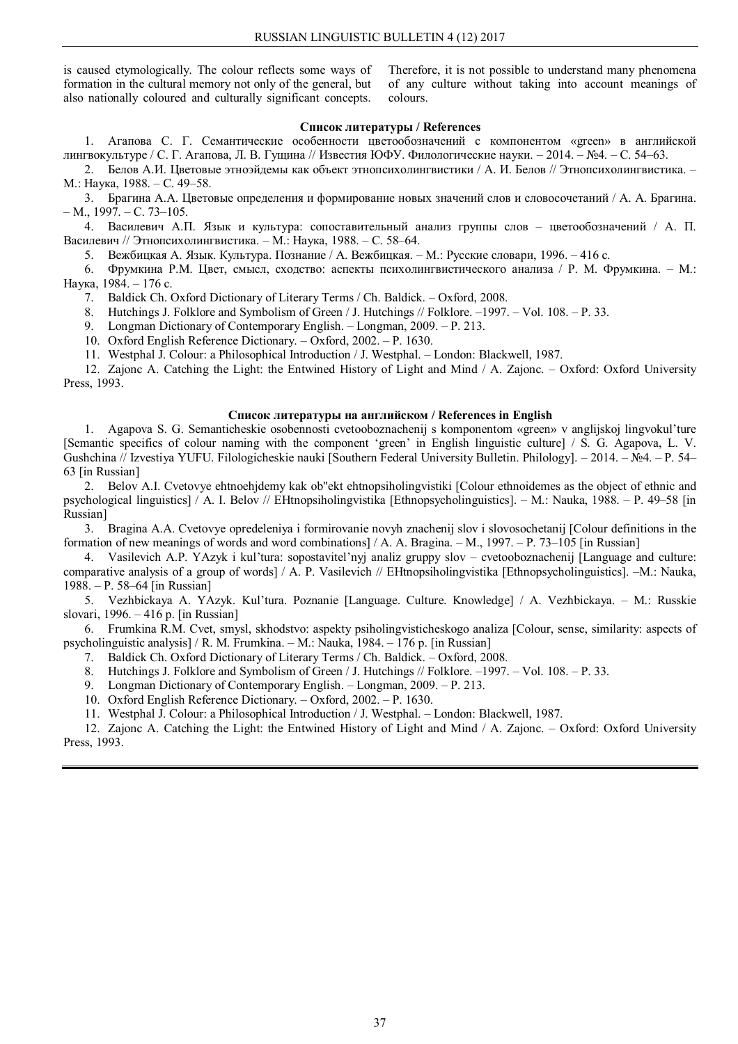is caused etymologically. The colour reflects some ways of formation in the cultural memory not only of the general, but also nationally coloured and culturally significant concepts. Therefore, it is not possible to understand many phenomena of any culture without taking into account meanings of colours.

**Список литературы / References**

1. Агапова С. Г. Семантические особенности цветообозначений с компонентом «green» в английской лингвокультуре / С. Г. Агапова, Л. В. Гущина // Известия ЮФУ. Филологические науки. – 2014. – №4. – С. 54–63.
2. Белов А.И. Цветовые этноэйдемы как объект этнопсихолингвистики / А. И. Белов // Этнопсихолингвистика. – М.: Наука, 1988. – С. 49–58.
3. Брагина А.А. Цветовые определения и формирование новых значений слов и словосочетаний / А. А. Брагина. – М., 1997. – С. 73–105.
4. Василевич А.П. Язык и культура: сопоставительный анализ группы слов – цветообозначений / А. П. Василевич // Этнопсихолингвистика. – М.: Наука, 1988. – С. 58–64.
5. Вежбицкая А. Язык. Культура. Познание / А. Вежбицкая. – М.: Русские словари, 1996. – 416 с.
6. Фрумкина Р.М. Цвет, смысл, сходство: аспекты психолингвистического анализа / Р. М. Фрумкина. – М.: Наука, 1984. – 176 с.
7. Baldick Ch. Oxford Dictionary of Literary Terms / Ch. Baldick. – Oxford, 2008.
8. Hutchings J. Folklore and Symbolism of Green / J. Hutchings // Folklore. –1997. – Vol. 108. – P. 33.
9. Longman Dictionary of Contemporary English. – Longman, 2009. – P. 213.
10. Oxford English Reference Dictionary. – Oxford, 2002. – P. 1630.
11. Westphal J. Colour: a Philosophical Introduction / J. Westphal. – London: Blackwell, 1987.
12. Zajonc A. Catching the Light: the Entwined History of Light and Mind / A. Zajonc. – Oxford: Oxford University Press, 1993.

**Список литературы на английском / References in English**

1. Agapova S. G. Semanticheskie osobennosti cvetooboznachenij s komponentom «green» v anglijskoj lingvokul'ture [Semantic specifics of colour naming with the component 'green' in English linguistic culture] / S. G. Agapova, L. V. Gushchina // Izvestiya YUFU. Filologicheskie nauki [Southern Federal University Bulletin. Philology]. – 2014. – №4. – P. 54–63 [in Russian]
2. Belov A.I. Cvetovye ehtnoehjdemy kak ob"ekt ehtnopsiholingvistiki [Colour ethnoidemes as the object of ethnic and psychological linguistics] / A. I. Belov // EHtnopsiholingvistika [Ethnopsycholinguistics]. – M.: Nauka, 1988. – P. 49–58 [in Russian]
3. Bragina A.A. Cvetovye opredeleniya i formirovanie novyh znachenij slov i slovosochetanij [Colour definitions in the formation of new meanings of words and word combinations] / A. A. Bragina. – M., 1997. – P. 73–105 [in Russian]
4. Vasilevich A.P. YAzyk i kul'tura: sopostavitel'nyj analiz gruppy slov – cvetooboznachenij [Language and culture: comparative analysis of a group of words] / A. P. Vasilevich // EHtnopsiholingvistika [Ethnopsycholinguistics]. –M.: Nauka, 1988. – P. 58–64 [in Russian]
5. Vezhbickaya A. YAzyk. Kul'tura. Poznanie [Language. Culture. Knowledge] / A. Vezhbickaya. – M.: Russkie slovari, 1996. – 416 p. [in Russian]
6. Frumkina R.M. Cvet, smysl, skhodstvo: aspekty psiholingvisticheskogo analiza [Colour, sense, similarity: aspects of psycholinguistic analysis] / R. M. Frumkina. – M.: Nauka, 1984. – 176 p. [in Russian]
7. Baldick Ch. Oxford Dictionary of Literary Terms / Ch. Baldick. – Oxford, 2008.
8. Hutchings J. Folklore and Symbolism of Green / J. Hutchings // Folklore. –1997. – Vol. 108. – P. 33.
9. Longman Dictionary of Contemporary English. – Longman, 2009. – P. 213.
10. Oxford English Reference Dictionary. – Oxford, 2002. – P. 1630.
11. Westphal J. Colour: a Philosophical Introduction / J. Westphal. – London: Blackwell, 1987.
12. Zajonc A. Catching the Light: the Entwined History of Light and Mind / A. Zajonc. – Oxford: Oxford University Press, 1993.